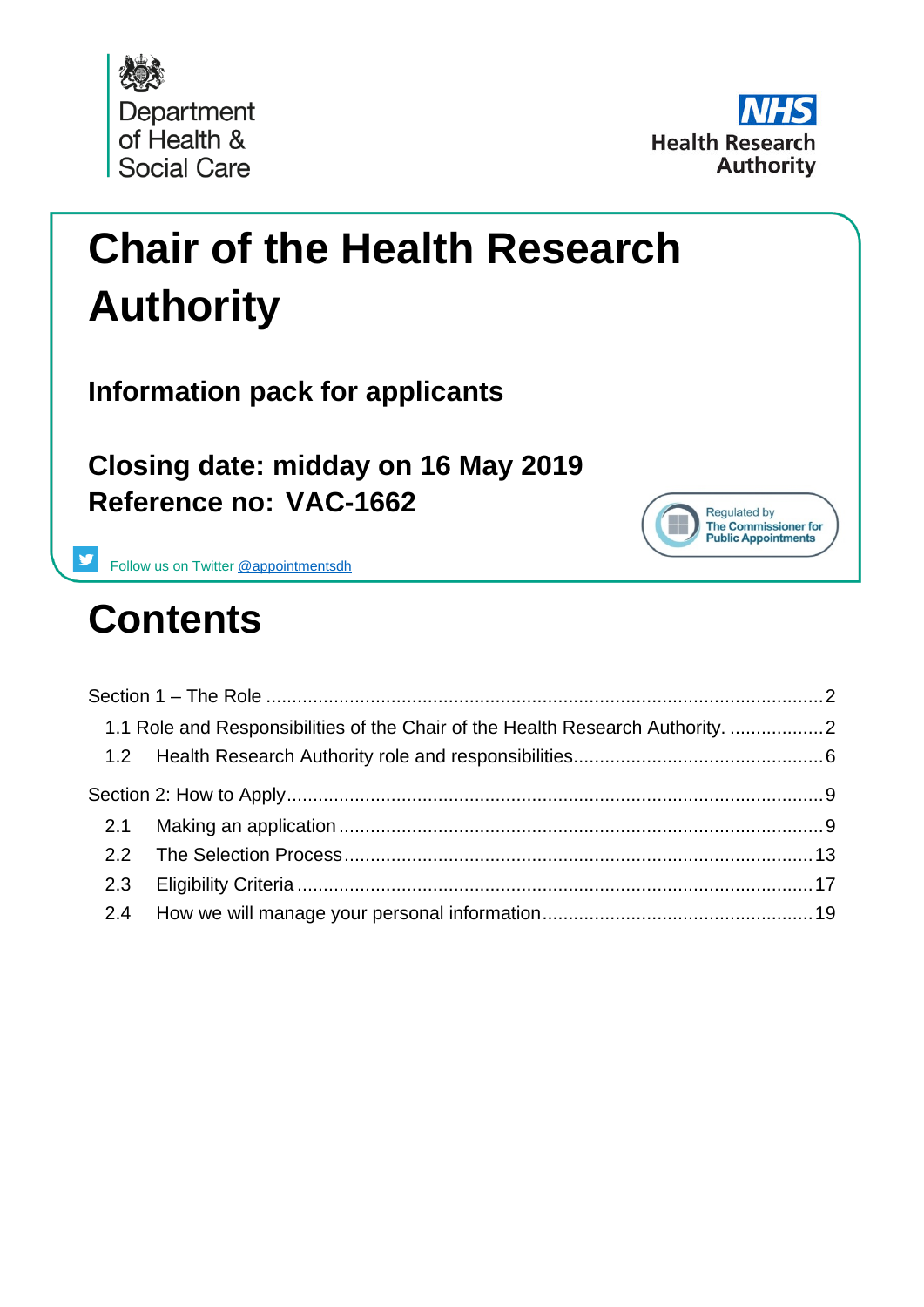Department of Health & Social Care

NHS Health Research Authority

# Chair of the Health Research Authority

## Information pack for applicants

**Closing date: midday on 16 May 2019**
**Reference no: VAC-1662**

Regulated by The Commissioner for Public Appointments

Follow us on Twitter @appointmentsdh

# Contents

Section 1 – The Role ........................................ 2

1.1 Role and Responsibilities of the Chair of the Health Research Authority. ........ 2

1.2 Health Research Authority role and responsibilities ........................ 6

Section 2: How to Apply ........................................ 9

2.1 Making an application ........................................ 9

2.2 The Selection Process ........................................ 13

2.3 Eligibility Criteria ........................................ 17

2.4 How we will manage your personal information ........................ 19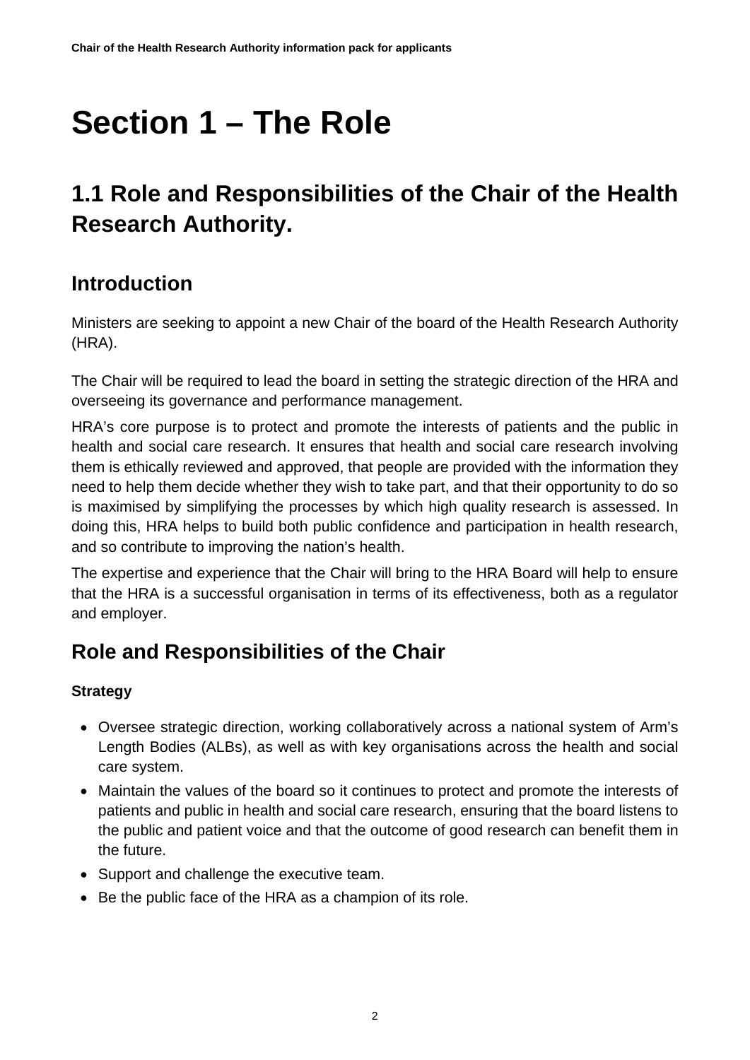# Section 1 – The Role

## 1.1 Role and Responsibilities of the Chair of the Health Research Authority.

### Introduction

Ministers are seeking to appoint a new Chair of the board of the Health Research Authority (HRA).

The Chair will be required to lead the board in setting the strategic direction of the HRA and overseeing its governance and performance management.

HRA's core purpose is to protect and promote the interests of patients and the public in health and social care research. It ensures that health and social care research involving them is ethically reviewed and approved, that people are provided with the information they need to help them decide whether they wish to take part, and that their opportunity to do so is maximised by simplifying the processes by which high quality research is assessed. In doing this, HRA helps to build both public confidence and participation in health research, and so contribute to improving the nation's health.

The expertise and experience that the Chair will bring to the HRA Board will help to ensure that the HRA is a successful organisation in terms of its effectiveness, both as a regulator and employer.

### Role and Responsibilities of the Chair

**Strategy**

- Oversee strategic direction, working collaboratively across a national system of Arm's Length Bodies (ALBs), as well as with key organisations across the health and social care system.
- Maintain the values of the board so it continues to protect and promote the interests of patients and public in health and social care research, ensuring that the board listens to the public and patient voice and that the outcome of good research can benefit them in the future.
- Support and challenge the executive team.
- Be the public face of the HRA as a champion of its role.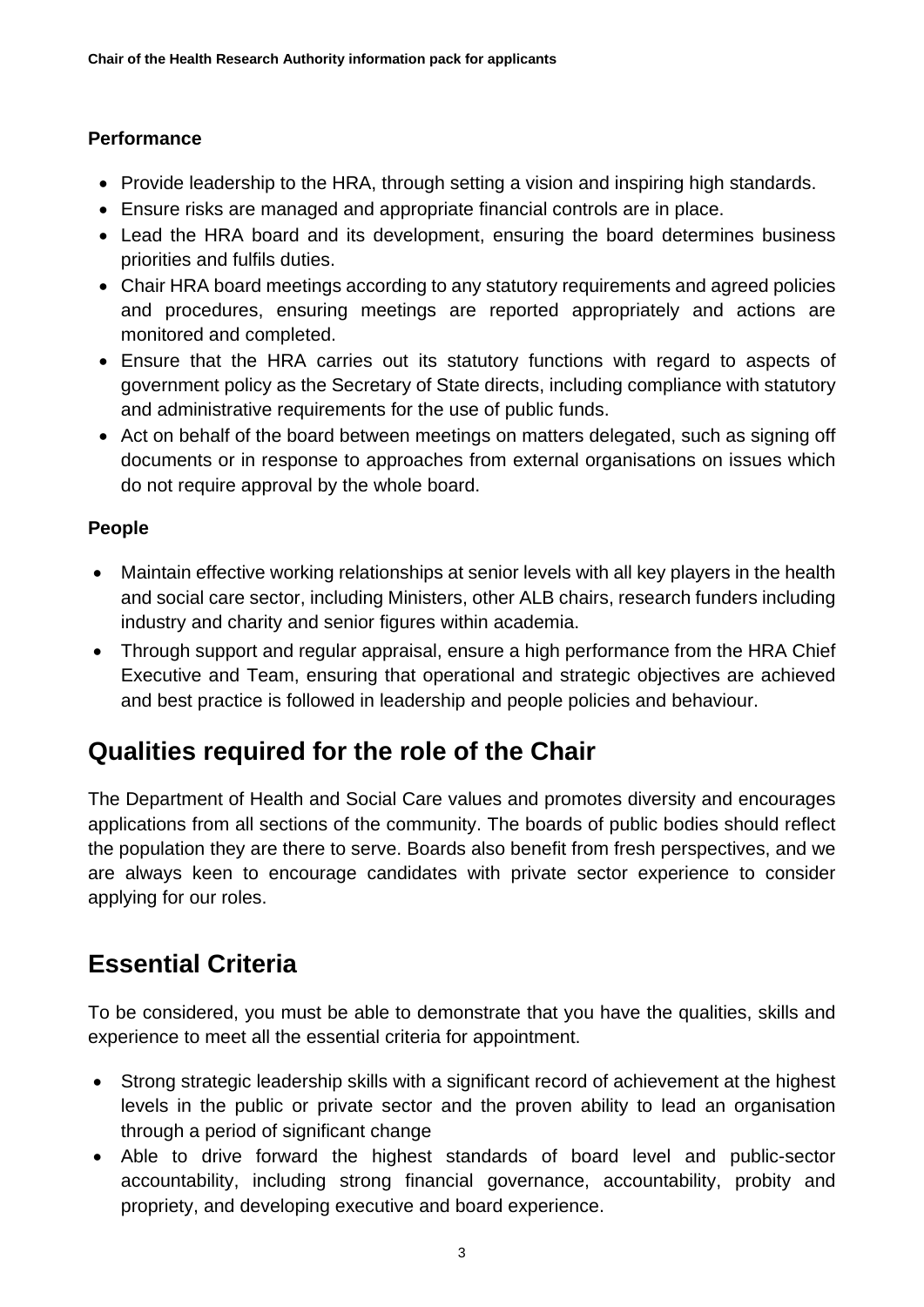**Performance**

- Provide leadership to the HRA, through setting a vision and inspiring high standards.
- Ensure risks are managed and appropriate financial controls are in place.
- Lead the HRA board and its development, ensuring the board determines business priorities and fulfils duties.
- Chair HRA board meetings according to any statutory requirements and agreed policies and procedures, ensuring meetings are reported appropriately and actions are monitored and completed.
- Ensure that the HRA carries out its statutory functions with regard to aspects of government policy as the Secretary of State directs, including compliance with statutory and administrative requirements for the use of public funds.
- Act on behalf of the board between meetings on matters delegated, such as signing off documents or in response to approaches from external organisations on issues which do not require approval by the whole board.

**People**

- Maintain effective working relationships at senior levels with all key players in the health and social care sector, including Ministers, other ALB chairs, research funders including industry and charity and senior figures within academia.
- Through support and regular appraisal, ensure a high performance from the HRA Chief Executive and Team, ensuring that operational and strategic objectives are achieved and best practice is followed in leadership and people policies and behaviour.

## Qualities required for the role of the Chair

The Department of Health and Social Care values and promotes diversity and encourages applications from all sections of the community. The boards of public bodies should reflect the population they are there to serve. Boards also benefit from fresh perspectives, and we are always keen to encourage candidates with private sector experience to consider applying for our roles.

## Essential Criteria

To be considered, you must be able to demonstrate that you have the qualities, skills and experience to meet all the essential criteria for appointment.

- Strong strategic leadership skills with a significant record of achievement at the highest levels in the public or private sector and the proven ability to lead an organisation through a period of significant change
- Able to drive forward the highest standards of board level and public-sector accountability, including strong financial governance, accountability, probity and propriety, and developing executive and board experience.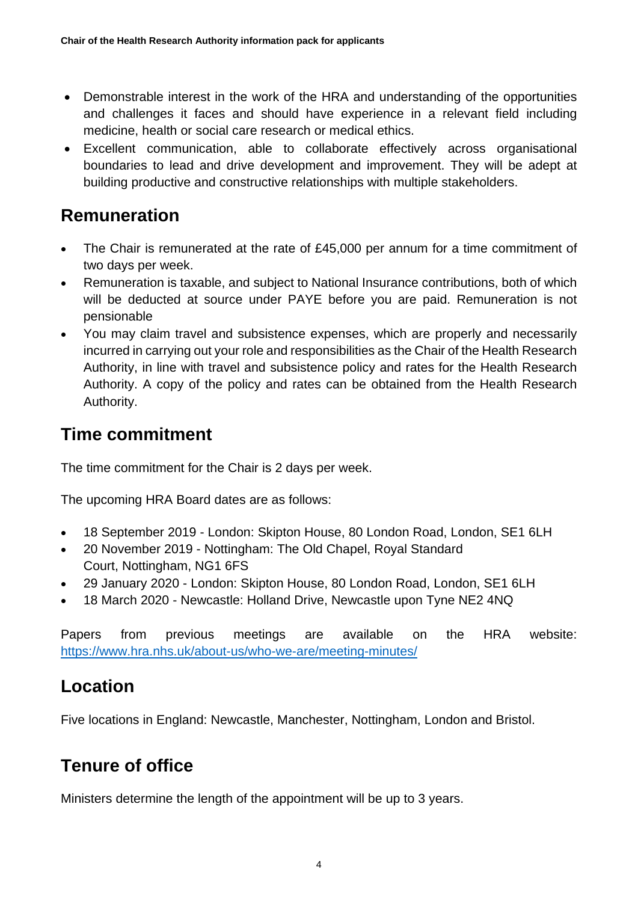- Demonstrable interest in the work of the HRA and understanding of the opportunities and challenges it faces and should have experience in a relevant field including medicine, health or social care research or medical ethics.
- Excellent communication, able to collaborate effectively across organisational boundaries to lead and drive development and improvement. They will be adept at building productive and constructive relationships with multiple stakeholders.

## Remuneration

- The Chair is remunerated at the rate of £45,000 per annum for a time commitment of two days per week.
- Remuneration is taxable, and subject to National Insurance contributions, both of which will be deducted at source under PAYE before you are paid. Remuneration is not pensionable
- You may claim travel and subsistence expenses, which are properly and necessarily incurred in carrying out your role and responsibilities as the Chair of the Health Research Authority, in line with travel and subsistence policy and rates for the Health Research Authority. A copy of the policy and rates can be obtained from the Health Research Authority.

## Time commitment

The time commitment for the Chair is 2 days per week.

The upcoming HRA Board dates are as follows:

- 18 September 2019 - London: Skipton House, 80 London Road, London, SE1 6LH
- 20 November 2019 - Nottingham: The Old Chapel, Royal Standard Court, Nottingham, NG1 6FS
- 29 January 2020 - London: Skipton House, 80 London Road, London, SE1 6LH
- 18 March 2020 - Newcastle: Holland Drive, Newcastle upon Tyne NE2 4NQ

Papers from previous meetings are available on the HRA website: https://www.hra.nhs.uk/about-us/who-we-are/meeting-minutes/

## Location

Five locations in England: Newcastle, Manchester, Nottingham, London and Bristol.

## Tenure of office

Ministers determine the length of the appointment will be up to 3 years.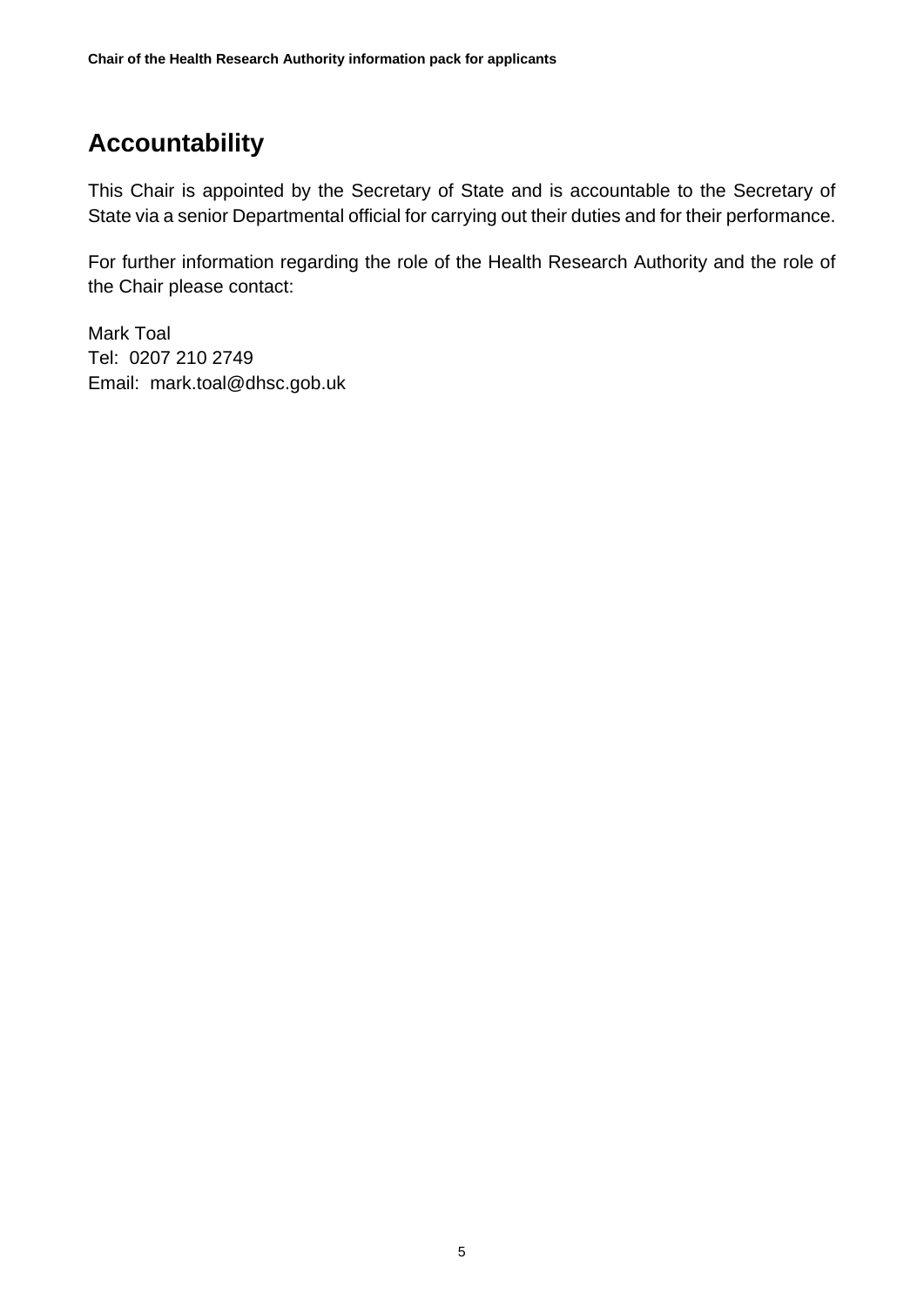## Accountability

This Chair is appointed by the Secretary of State and is accountable to the Secretary of State via a senior Departmental official for carrying out their duties and for their performance.

For further information regarding the role of the Health Research Authority and the role of the Chair please contact:

Mark Toal
Tel: 0207 210 2749
Email: mark.toal@dhsc.gob.uk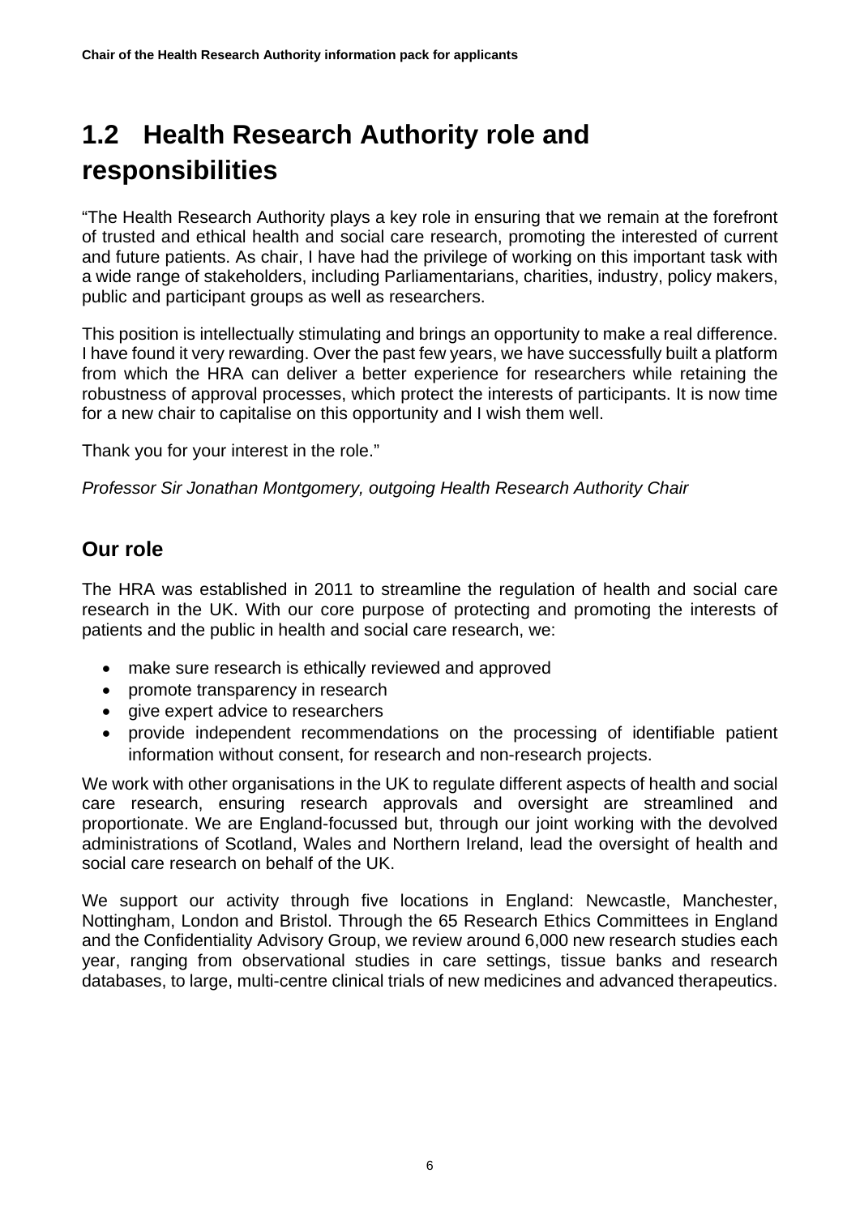# 1.2 Health Research Authority role and responsibilities

"The Health Research Authority plays a key role in ensuring that we remain at the forefront of trusted and ethical health and social care research, promoting the interested of current and future patients. As chair, I have had the privilege of working on this important task with a wide range of stakeholders, including Parliamentarians, charities, industry, policy makers, public and participant groups as well as researchers.

This position is intellectually stimulating and brings an opportunity to make a real difference. I have found it very rewarding. Over the past few years, we have successfully built a platform from which the HRA can deliver a better experience for researchers while retaining the robustness of approval processes, which protect the interests of participants. It is now time for a new chair to capitalise on this opportunity and I wish them well.

Thank you for your interest in the role."

*Professor Sir Jonathan Montgomery, outgoing Health Research Authority Chair*

## Our role

The HRA was established in 2011 to streamline the regulation of health and social care research in the UK. With our core purpose of protecting and promoting the interests of patients and the public in health and social care research, we:

- make sure research is ethically reviewed and approved
- promote transparency in research
- give expert advice to researchers
- provide independent recommendations on the processing of identifiable patient information without consent, for research and non-research projects.

We work with other organisations in the UK to regulate different aspects of health and social care research, ensuring research approvals and oversight are streamlined and proportionate. We are England-focussed but, through our joint working with the devolved administrations of Scotland, Wales and Northern Ireland, lead the oversight of health and social care research on behalf of the UK.

We support our activity through five locations in England: Newcastle, Manchester, Nottingham, London and Bristol. Through the 65 Research Ethics Committees in England and the Confidentiality Advisory Group, we review around 6,000 new research studies each year, ranging from observational studies in care settings, tissue banks and research databases, to large, multi-centre clinical trials of new medicines and advanced therapeutics.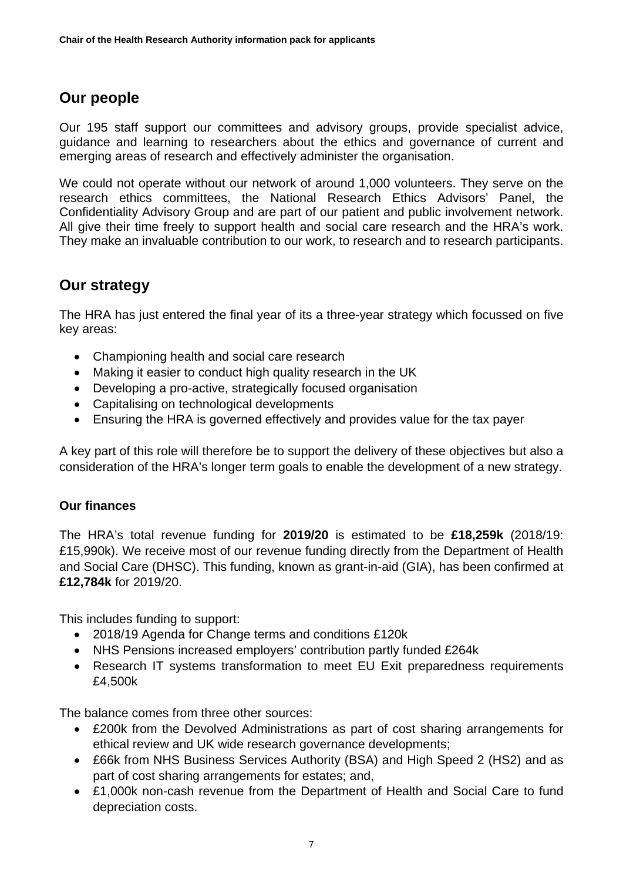## Our people

Our 195 staff support our committees and advisory groups, provide specialist advice, guidance and learning to researchers about the ethics and governance of current and emerging areas of research and effectively administer the organisation.

We could not operate without our network of around 1,000 volunteers. They serve on the research ethics committees, the National Research Ethics Advisors' Panel, the Confidentiality Advisory Group and are part of our patient and public involvement network. All give their time freely to support health and social care research and the HRA's work. They make an invaluable contribution to our work, to research and to research participants.

## Our strategy

The HRA has just entered the final year of its a three-year strategy which focussed on five key areas:

- Championing health and social care research
- Making it easier to conduct high quality research in the UK
- Developing a pro-active, strategically focused organisation
- Capitalising on technological developments
- Ensuring the HRA is governed effectively and provides value for the tax payer

A key part of this role will therefore be to support the delivery of these objectives but also a consideration of the HRA's longer term goals to enable the development of a new strategy.

### Our finances

The HRA's total revenue funding for **2019/20** is estimated to be **£18,259k** (2018/19: £15,990k). We receive most of our revenue funding directly from the Department of Health and Social Care (DHSC). This funding, known as grant-in-aid (GIA), has been confirmed at **£12,784k** for 2019/20.

This includes funding to support:

- 2018/19 Agenda for Change terms and conditions £120k
- NHS Pensions increased employers' contribution partly funded £264k
- Research IT systems transformation to meet EU Exit preparedness requirements £4,500k

The balance comes from three other sources:

- £200k from the Devolved Administrations as part of cost sharing arrangements for ethical review and UK wide research governance developments;
- £66k from NHS Business Services Authority (BSA) and High Speed 2 (HS2) and as part of cost sharing arrangements for estates; and,
- £1,000k non-cash revenue from the Department of Health and Social Care to fund depreciation costs.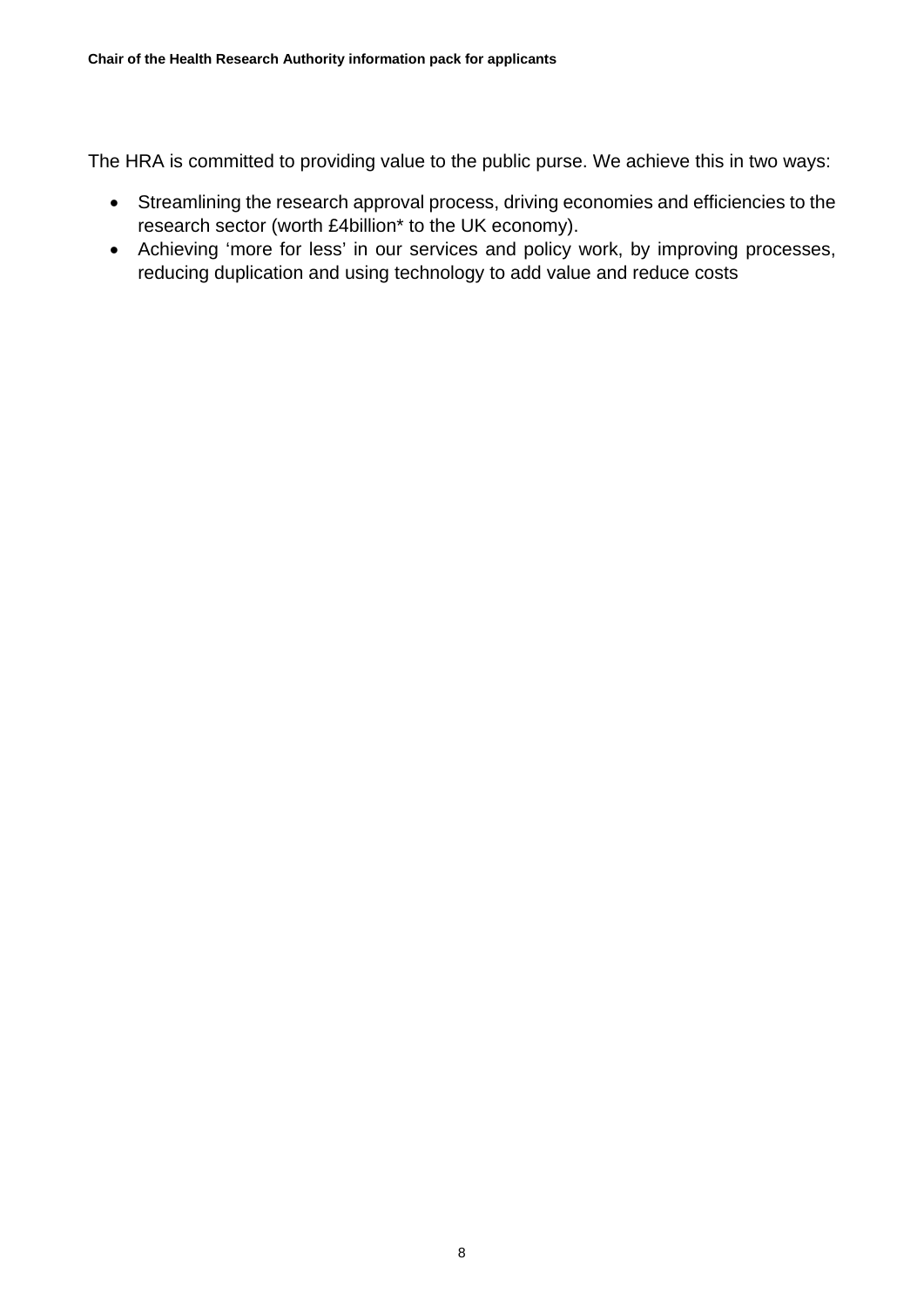The HRA is committed to providing value to the public purse. We achieve this in two ways:

- Streamlining the research approval process, driving economies and efficiencies to the research sector (worth £4billion* to the UK economy).
- Achieving 'more for less' in our services and policy work, by improving processes, reducing duplication and using technology to add value and reduce costs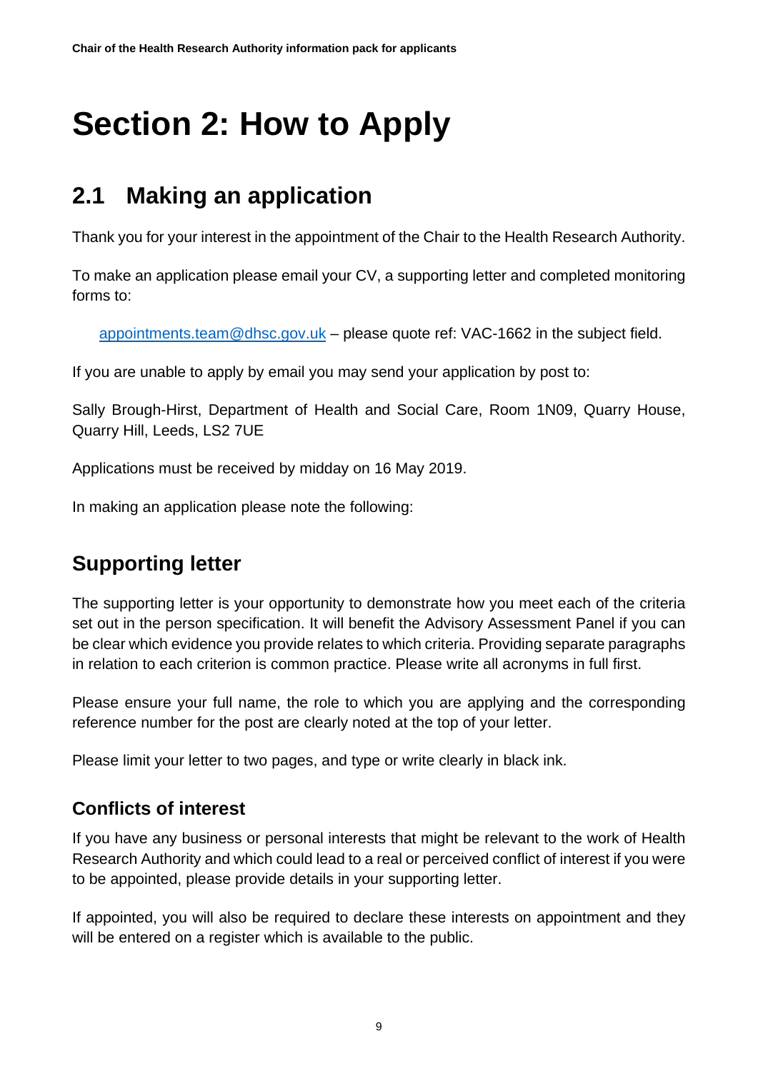# Section 2: How to Apply

## 2.1 Making an application

Thank you for your interest in the appointment of the Chair to the Health Research Authority.

To make an application please email your CV, a supporting letter and completed monitoring forms to:

appointments.team@dhsc.gov.uk – please quote ref: VAC-1662 in the subject field.

If you are unable to apply by email you may send your application by post to:

Sally Brough-Hirst, Department of Health and Social Care, Room 1N09, Quarry House, Quarry Hill, Leeds, LS2 7UE

Applications must be received by midday on 16 May 2019.

In making an application please note the following:

## Supporting letter

The supporting letter is your opportunity to demonstrate how you meet each of the criteria set out in the person specification. It will benefit the Advisory Assessment Panel if you can be clear which evidence you provide relates to which criteria. Providing separate paragraphs in relation to each criterion is common practice. Please write all acronyms in full first.

Please ensure your full name, the role to which you are applying and the corresponding reference number for the post are clearly noted at the top of your letter.

Please limit your letter to two pages, and type or write clearly in black ink.

### Conflicts of interest

If you have any business or personal interests that might be relevant to the work of Health Research Authority and which could lead to a real or perceived conflict of interest if you were to be appointed, please provide details in your supporting letter.

If appointed, you will also be required to declare these interests on appointment and they will be entered on a register which is available to the public.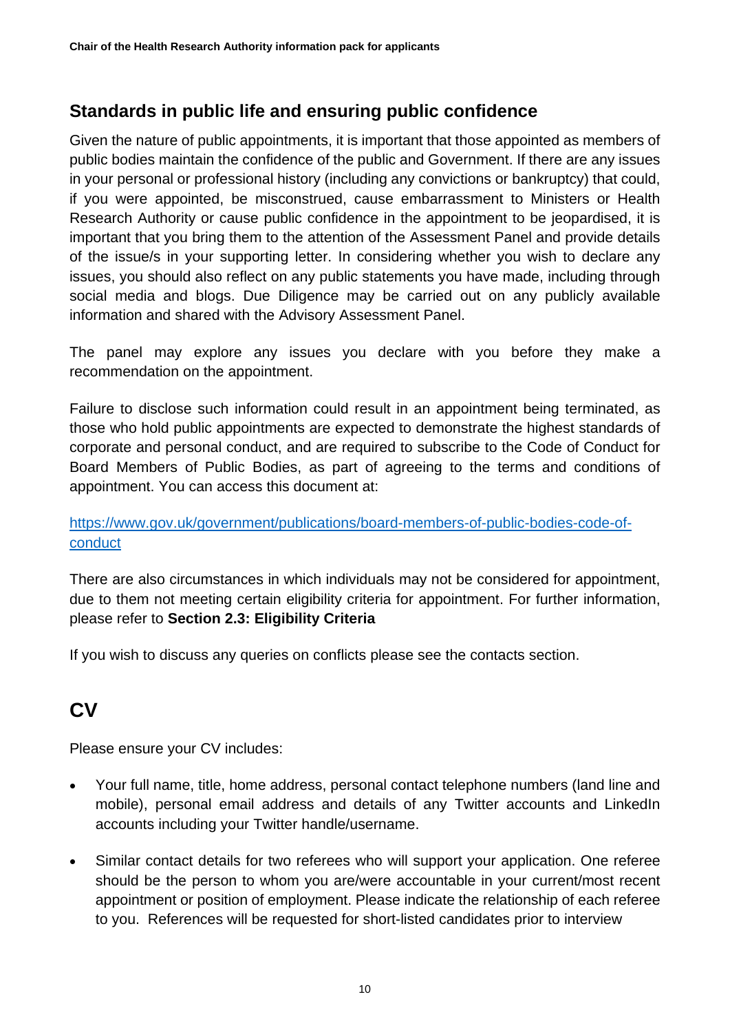## Standards in public life and ensuring public confidence

Given the nature of public appointments, it is important that those appointed as members of public bodies maintain the confidence of the public and Government. If there are any issues in your personal or professional history (including any convictions or bankruptcy) that could, if you were appointed, be misconstrued, cause embarrassment to Ministers or Health Research Authority or cause public confidence in the appointment to be jeopardised, it is important that you bring them to the attention of the Assessment Panel and provide details of the issue/s in your supporting letter. In considering whether you wish to declare any issues, you should also reflect on any public statements you have made, including through social media and blogs. Due Diligence may be carried out on any publicly available information and shared with the Advisory Assessment Panel.

The panel may explore any issues you declare with you before they make a recommendation on the appointment.

Failure to disclose such information could result in an appointment being terminated, as those who hold public appointments are expected to demonstrate the highest standards of corporate and personal conduct, and are required to subscribe to the Code of Conduct for Board Members of Public Bodies, as part of agreeing to the terms and conditions of appointment. You can access this document at:

https://www.gov.uk/government/publications/board-members-of-public-bodies-code-of-conduct

There are also circumstances in which individuals may not be considered for appointment, due to them not meeting certain eligibility criteria for appointment. For further information, please refer to **Section 2.3: Eligibility Criteria**

If you wish to discuss any queries on conflicts please see the contacts section.

# CV

Please ensure your CV includes:

- Your full name, title, home address, personal contact telephone numbers (land line and mobile), personal email address and details of any Twitter accounts and LinkedIn accounts including your Twitter handle/username.
- Similar contact details for two referees who will support your application. One referee should be the person to whom you are/were accountable in your current/most recent appointment or position of employment. Please indicate the relationship of each referee to you. References will be requested for short-listed candidates prior to interview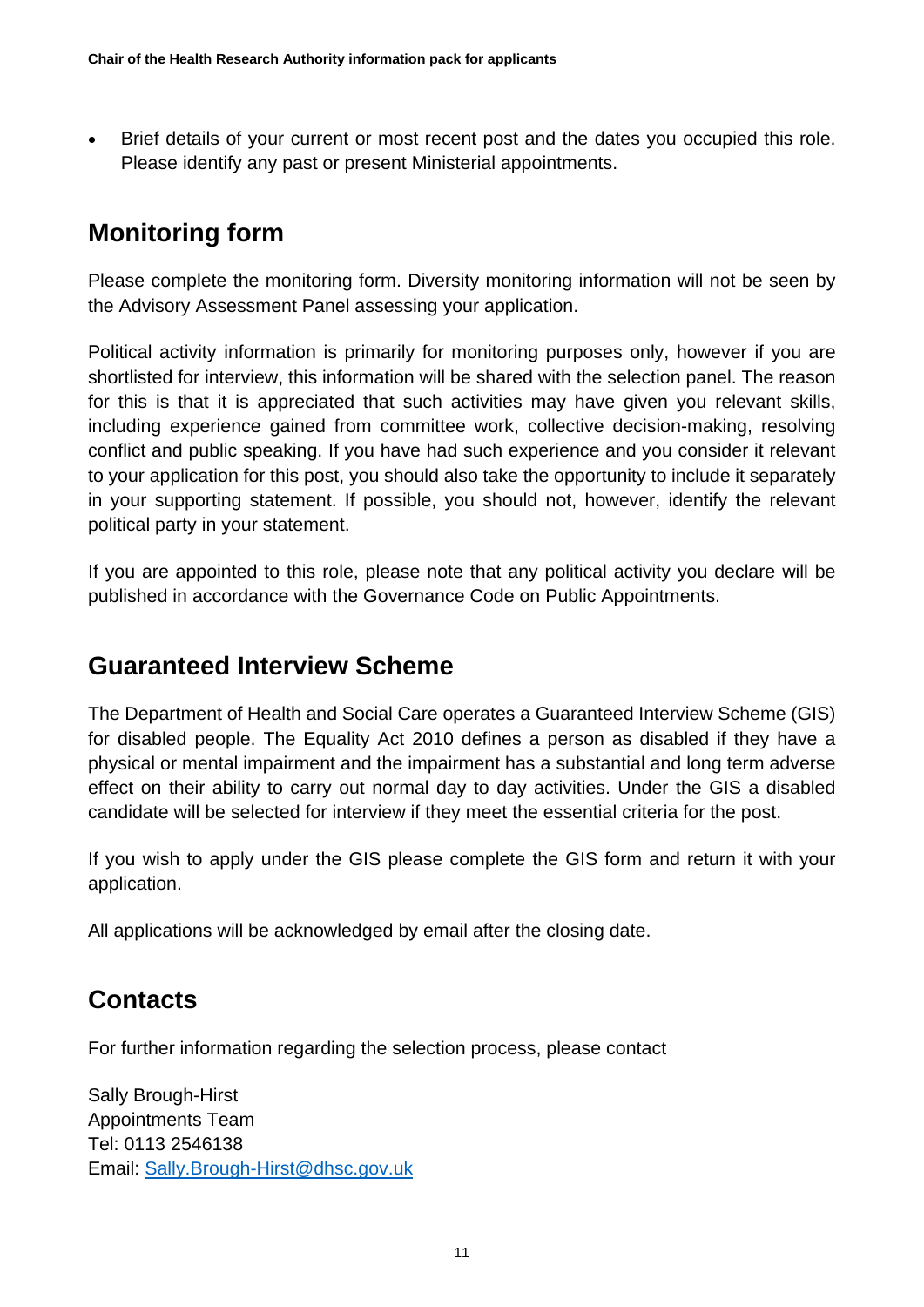- Brief details of your current or most recent post and the dates you occupied this role. Please identify any past or present Ministerial appointments.

## Monitoring form

Please complete the monitoring form. Diversity monitoring information will not be seen by the Advisory Assessment Panel assessing your application.

Political activity information is primarily for monitoring purposes only, however if you are shortlisted for interview, this information will be shared with the selection panel. The reason for this is that it is appreciated that such activities may have given you relevant skills, including experience gained from committee work, collective decision-making, resolving conflict and public speaking. If you have had such experience and you consider it relevant to your application for this post, you should also take the opportunity to include it separately in your supporting statement. If possible, you should not, however, identify the relevant political party in your statement.

If you are appointed to this role, please note that any political activity you declare will be published in accordance with the Governance Code on Public Appointments.

## Guaranteed Interview Scheme

The Department of Health and Social Care operates a Guaranteed Interview Scheme (GIS) for disabled people. The Equality Act 2010 defines a person as disabled if they have a physical or mental impairment and the impairment has a substantial and long term adverse effect on their ability to carry out normal day to day activities. Under the GIS a disabled candidate will be selected for interview if they meet the essential criteria for the post.

If you wish to apply under the GIS please complete the GIS form and return it with your application.

All applications will be acknowledged by email after the closing date.

## Contacts

For further information regarding the selection process, please contact

Sally Brough-Hirst
Appointments Team
Tel: 0113 2546138
Email: [Sally.Brough-Hirst@dhsc.gov.uk](mailto:Sally.Brough-Hirst@dhsc.gov.uk)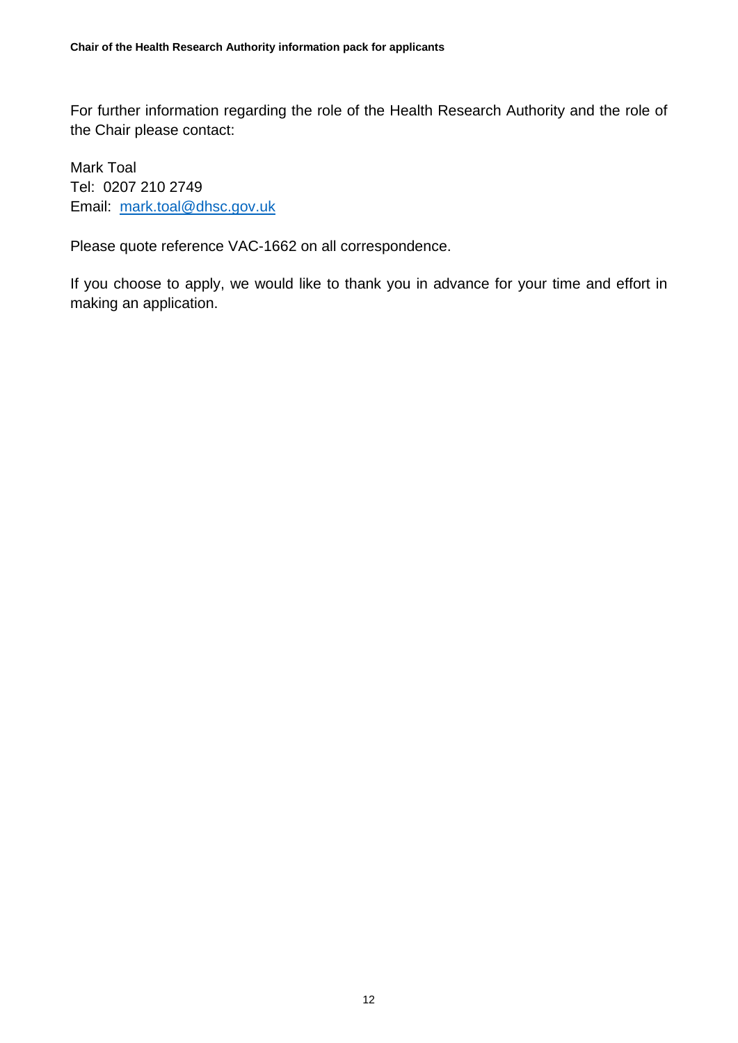For further information regarding the role of the Health Research Authority and the role of the Chair please contact:

Mark Toal  
Tel: 0207 210 2749  
Email: mark.toal@dhsc.gov.uk

Please quote reference VAC-1662 on all correspondence.

If you choose to apply, we would like to thank you in advance for your time and effort in making an application.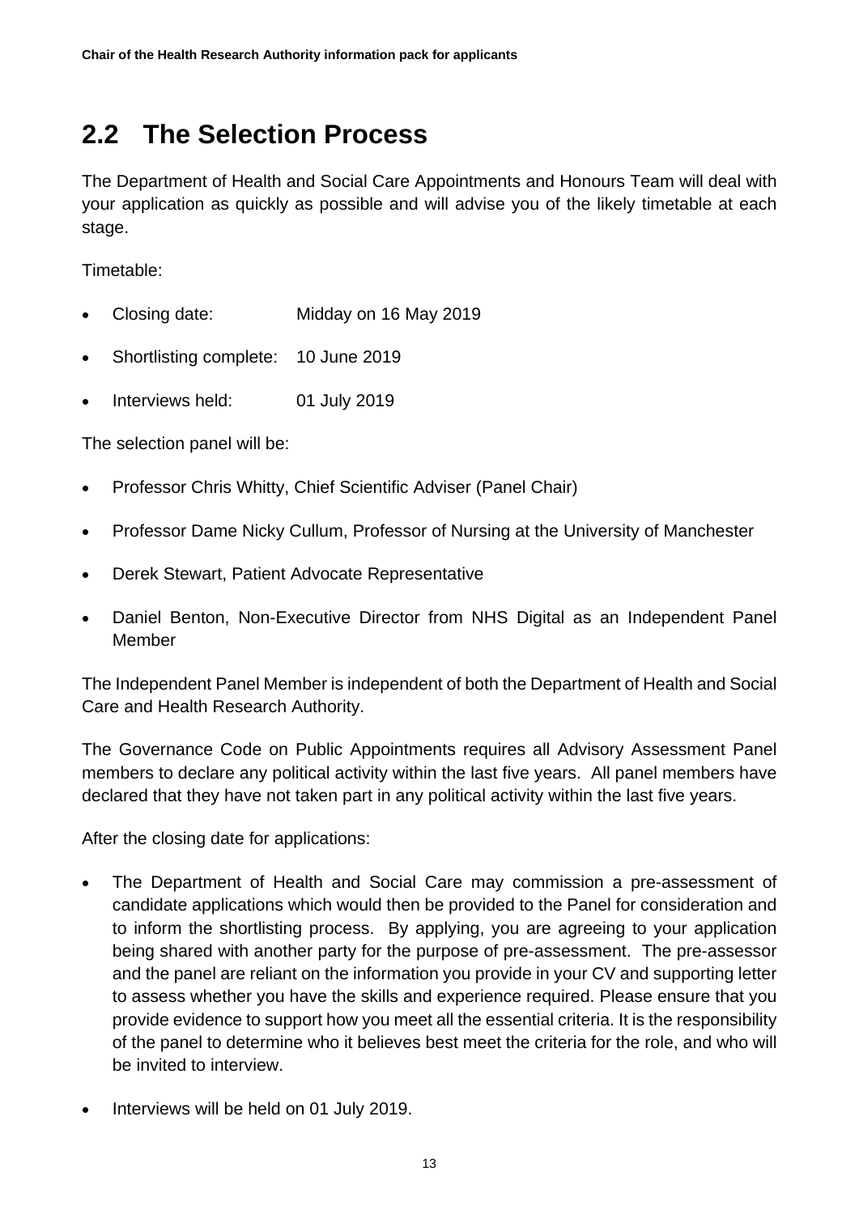## 2.2 The Selection Process

The Department of Health and Social Care Appointments and Honours Team will deal with your application as quickly as possible and will advise you of the likely timetable at each stage.

Timetable:

- Closing date: Midday on 16 May 2019
- Shortlisting complete: 10 June 2019
- Interviews held: 01 July 2019

The selection panel will be:

- Professor Chris Whitty, Chief Scientific Adviser (Panel Chair)
- Professor Dame Nicky Cullum, Professor of Nursing at the University of Manchester
- Derek Stewart, Patient Advocate Representative
- Daniel Benton, Non-Executive Director from NHS Digital as an Independent Panel Member

The Independent Panel Member is independent of both the Department of Health and Social Care and Health Research Authority.

The Governance Code on Public Appointments requires all Advisory Assessment Panel members to declare any political activity within the last five years. All panel members have declared that they have not taken part in any political activity within the last five years.

After the closing date for applications:

- The Department of Health and Social Care may commission a pre-assessment of candidate applications which would then be provided to the Panel for consideration and to inform the shortlisting process. By applying, you are agreeing to your application being shared with another party for the purpose of pre-assessment. The pre-assessor and the panel are reliant on the information you provide in your CV and supporting letter to assess whether you have the skills and experience required. Please ensure that you provide evidence to support how you meet all the essential criteria. It is the responsibility of the panel to determine who it believes best meet the criteria for the role, and who will be invited to interview.
- Interviews will be held on 01 July 2019.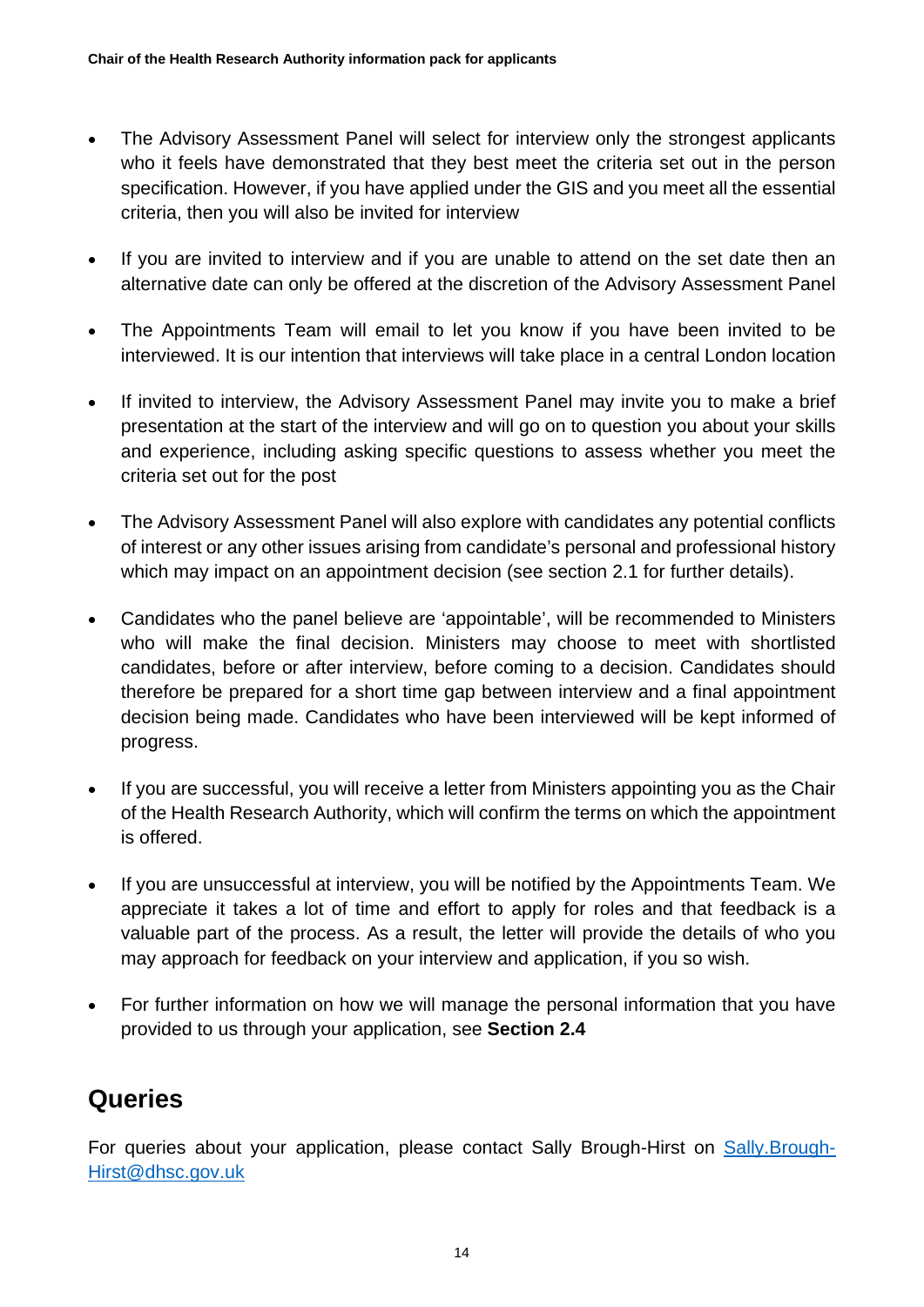- The Advisory Assessment Panel will select for interview only the strongest applicants who it feels have demonstrated that they best meet the criteria set out in the person specification. However, if you have applied under the GIS and you meet all the essential criteria, then you will also be invited for interview

- If you are invited to interview and if you are unable to attend on the set date then an alternative date can only be offered at the discretion of the Advisory Assessment Panel

- The Appointments Team will email to let you know if you have been invited to be interviewed. It is our intention that interviews will take place in a central London location

- If invited to interview, the Advisory Assessment Panel may invite you to make a brief presentation at the start of the interview and will go on to question you about your skills and experience, including asking specific questions to assess whether you meet the criteria set out for the post

- The Advisory Assessment Panel will also explore with candidates any potential conflicts of interest or any other issues arising from candidate's personal and professional history which may impact on an appointment decision (see section 2.1 for further details).

- Candidates who the panel believe are 'appointable', will be recommended to Ministers who will make the final decision. Ministers may choose to meet with shortlisted candidates, before or after interview, before coming to a decision. Candidates should therefore be prepared for a short time gap between interview and a final appointment decision being made. Candidates who have been interviewed will be kept informed of progress.

- If you are successful, you will receive a letter from Ministers appointing you as the Chair of the Health Research Authority, which will confirm the terms on which the appointment is offered.

- If you are unsuccessful at interview, you will be notified by the Appointments Team. We appreciate it takes a lot of time and effort to apply for roles and that feedback is a valuable part of the process. As a result, the letter will provide the details of who you may approach for feedback on your interview and application, if you so wish.

- For further information on how we will manage the personal information that you have provided to us through your application, see **Section 2.4**

## Queries

For queries about your application, please contact Sally Brough-Hirst on [Sally.Brough-Hirst@dhsc.gov.uk](mailto:Sally.Brough-Hirst@dhsc.gov.uk)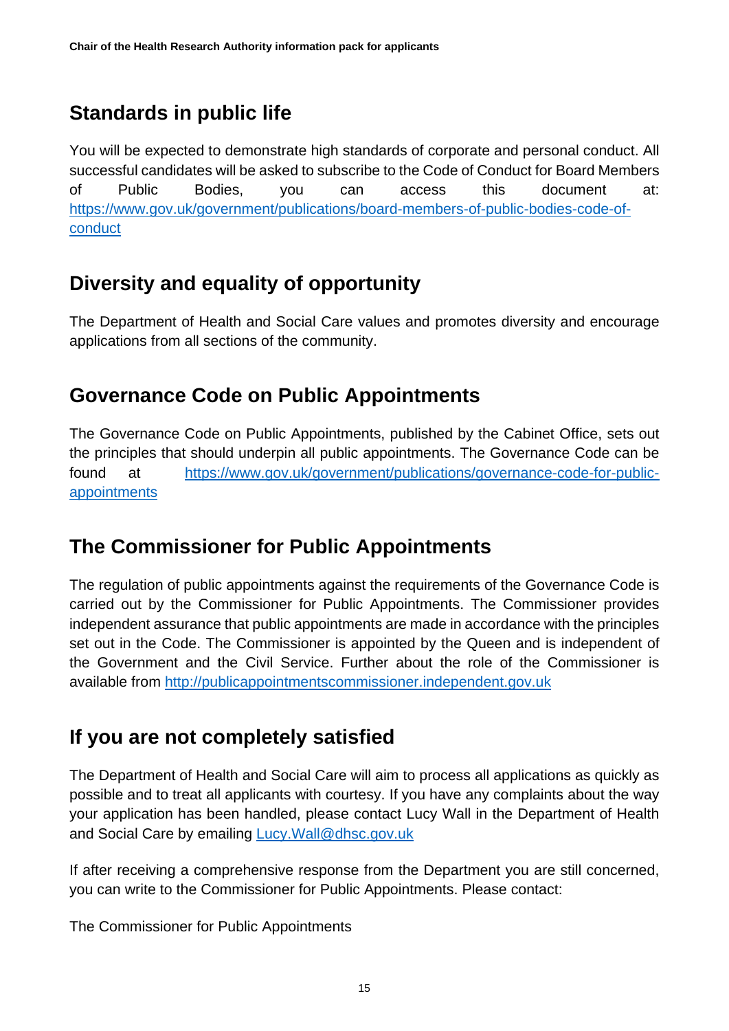## Standards in public life

You will be expected to demonstrate high standards of corporate and personal conduct. All successful candidates will be asked to subscribe to the Code of Conduct for Board Members of Public Bodies, you can access this document at: https://www.gov.uk/government/publications/board-members-of-public-bodies-code-of-conduct

## Diversity and equality of opportunity

The Department of Health and Social Care values and promotes diversity and encourage applications from all sections of the community.

## Governance Code on Public Appointments

The Governance Code on Public Appointments, published by the Cabinet Office, sets out the principles that should underpin all public appointments. The Governance Code can be found at https://www.gov.uk/government/publications/governance-code-for-public-appointments

## The Commissioner for Public Appointments

The regulation of public appointments against the requirements of the Governance Code is carried out by the Commissioner for Public Appointments. The Commissioner provides independent assurance that public appointments are made in accordance with the principles set out in the Code. The Commissioner is appointed by the Queen and is independent of the Government and the Civil Service. Further about the role of the Commissioner is available from http://publicappointmentscommissioner.independent.gov.uk

## If you are not completely satisfied

The Department of Health and Social Care will aim to process all applications as quickly as possible and to treat all applicants with courtesy. If you have any complaints about the way your application has been handled, please contact Lucy Wall in the Department of Health and Social Care by emailing Lucy.Wall@dhsc.gov.uk

If after receiving a comprehensive response from the Department you are still concerned, you can write to the Commissioner for Public Appointments. Please contact:

The Commissioner for Public Appointments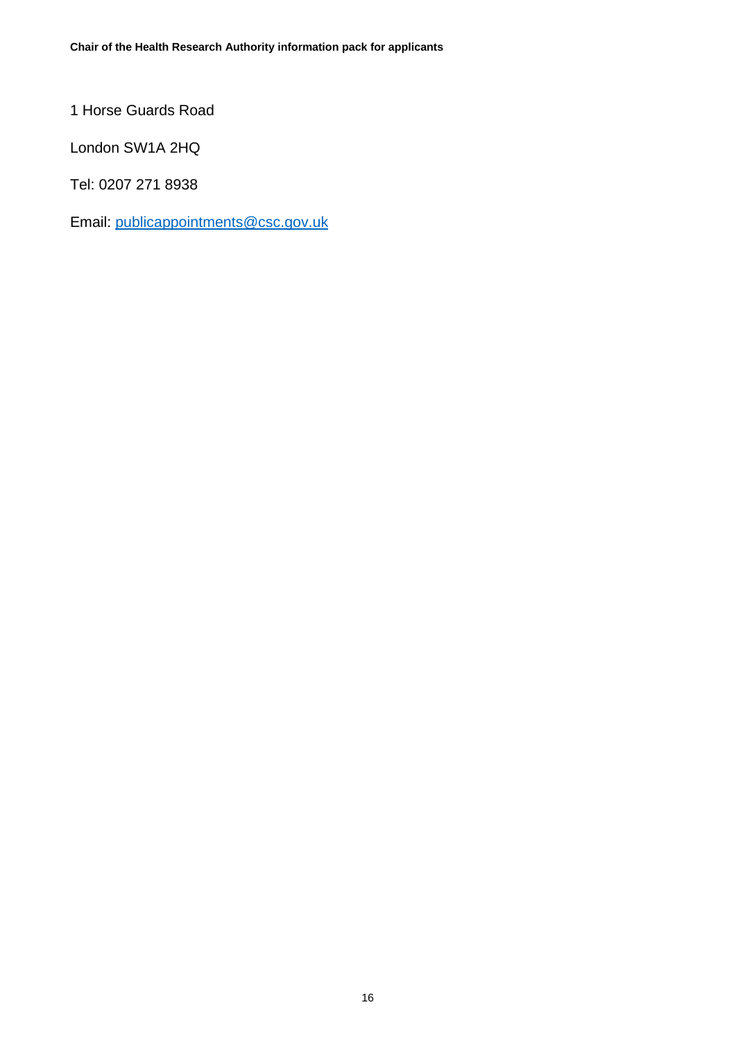1 Horse Guards Road

London SW1A 2HQ

Tel: 0207 271 8938

Email: publicappointments@csc.gov.uk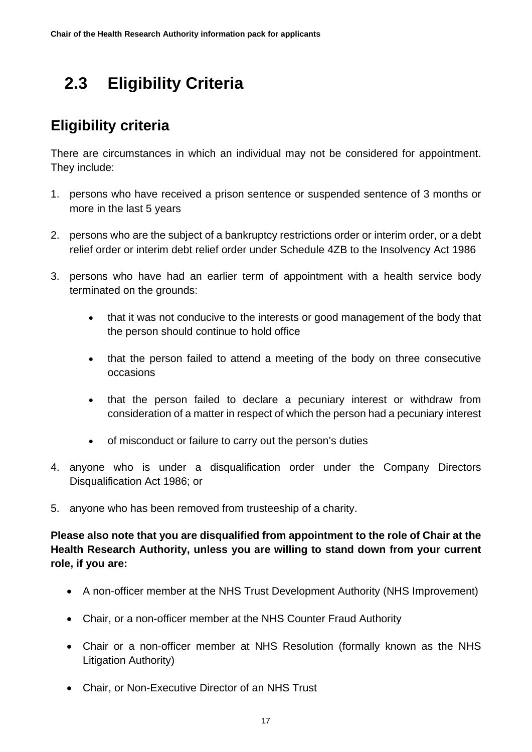## 2.3 Eligibility Criteria

### Eligibility criteria

There are circumstances in which an individual may not be considered for appointment. They include:

1. persons who have received a prison sentence or suspended sentence of 3 months or more in the last 5 years
2. persons who are the subject of a bankruptcy restrictions order or interim order, or a debt relief order or interim debt relief order under Schedule 4ZB to the Insolvency Act 1986
3. persons who have had an earlier term of appointment with a health service body terminated on the grounds:
   - that it was not conducive to the interests or good management of the body that the person should continue to hold office
   - that the person failed to attend a meeting of the body on three consecutive occasions
   - that the person failed to declare a pecuniary interest or withdraw from consideration of a matter in respect of which the person had a pecuniary interest
   - of misconduct or failure to carry out the person's duties
4. anyone who is under a disqualification order under the Company Directors Disqualification Act 1986; or
5. anyone who has been removed from trusteeship of a charity.

**Please also note that you are disqualified from appointment to the role of Chair at the Health Research Authority, unless you are willing to stand down from your current role, if you are:**

- A non-officer member at the NHS Trust Development Authority (NHS Improvement)
- Chair, or a non-officer member at the NHS Counter Fraud Authority
- Chair or a non-officer member at NHS Resolution (formally known as the NHS Litigation Authority)
- Chair, or Non-Executive Director of an NHS Trust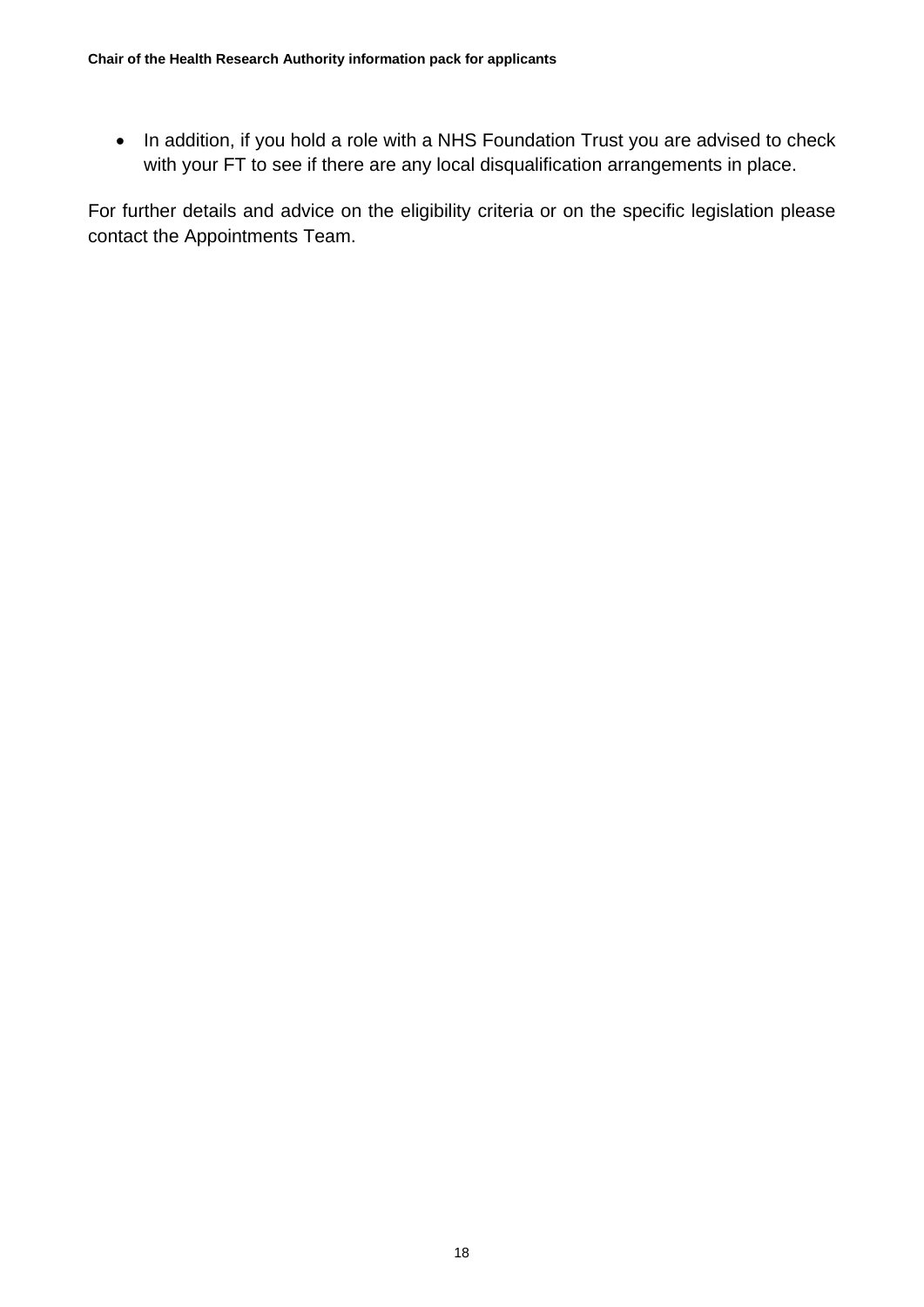- In addition, if you hold a role with a NHS Foundation Trust you are advised to check with your FT to see if there are any local disqualification arrangements in place.

For further details and advice on the eligibility criteria or on the specific legislation please contact the Appointments Team.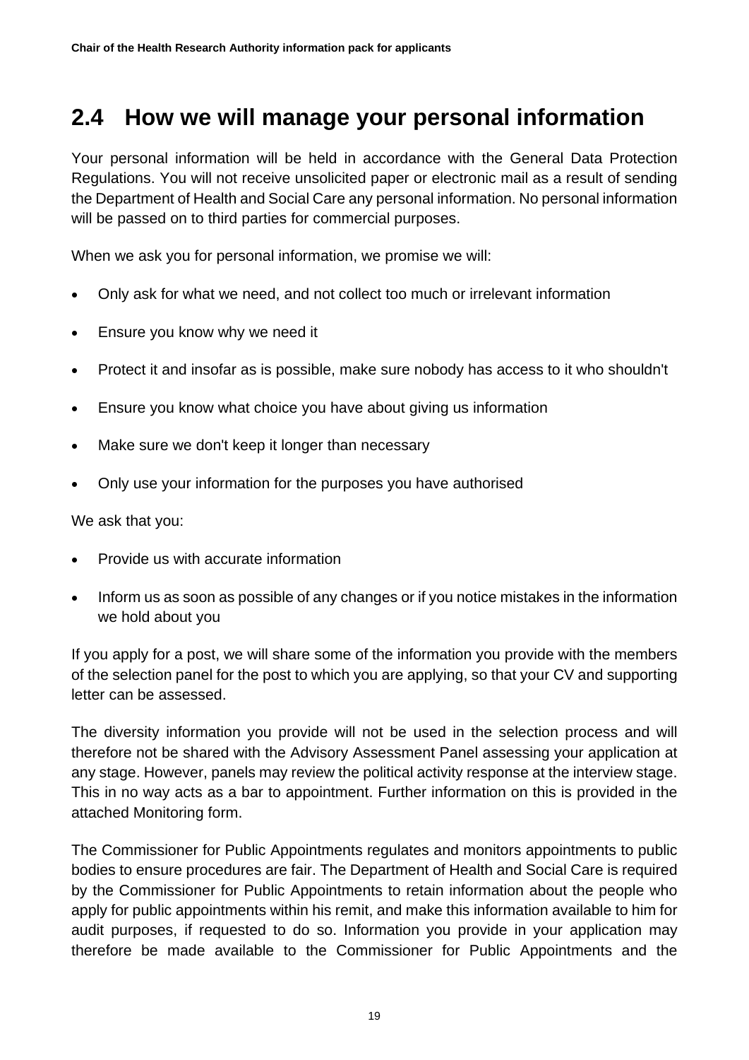## 2.4 How we will manage your personal information

Your personal information will be held in accordance with the General Data Protection Regulations. You will not receive unsolicited paper or electronic mail as a result of sending the Department of Health and Social Care any personal information. No personal information will be passed on to third parties for commercial purposes.

When we ask you for personal information, we promise we will:

- Only ask for what we need, and not collect too much or irrelevant information
- Ensure you know why we need it
- Protect it and insofar as is possible, make sure nobody has access to it who shouldn't
- Ensure you know what choice you have about giving us information
- Make sure we don't keep it longer than necessary
- Only use your information for the purposes you have authorised

We ask that you:

- Provide us with accurate information
- Inform us as soon as possible of any changes or if you notice mistakes in the information we hold about you

If you apply for a post, we will share some of the information you provide with the members of the selection panel for the post to which you are applying, so that your CV and supporting letter can be assessed.

The diversity information you provide will not be used in the selection process and will therefore not be shared with the Advisory Assessment Panel assessing your application at any stage. However, panels may review the political activity response at the interview stage. This in no way acts as a bar to appointment. Further information on this is provided in the attached Monitoring form.

The Commissioner for Public Appointments regulates and monitors appointments to public bodies to ensure procedures are fair. The Department of Health and Social Care is required by the Commissioner for Public Appointments to retain information about the people who apply for public appointments within his remit, and make this information available to him for audit purposes, if requested to do so. Information you provide in your application may therefore be made available to the Commissioner for Public Appointments and the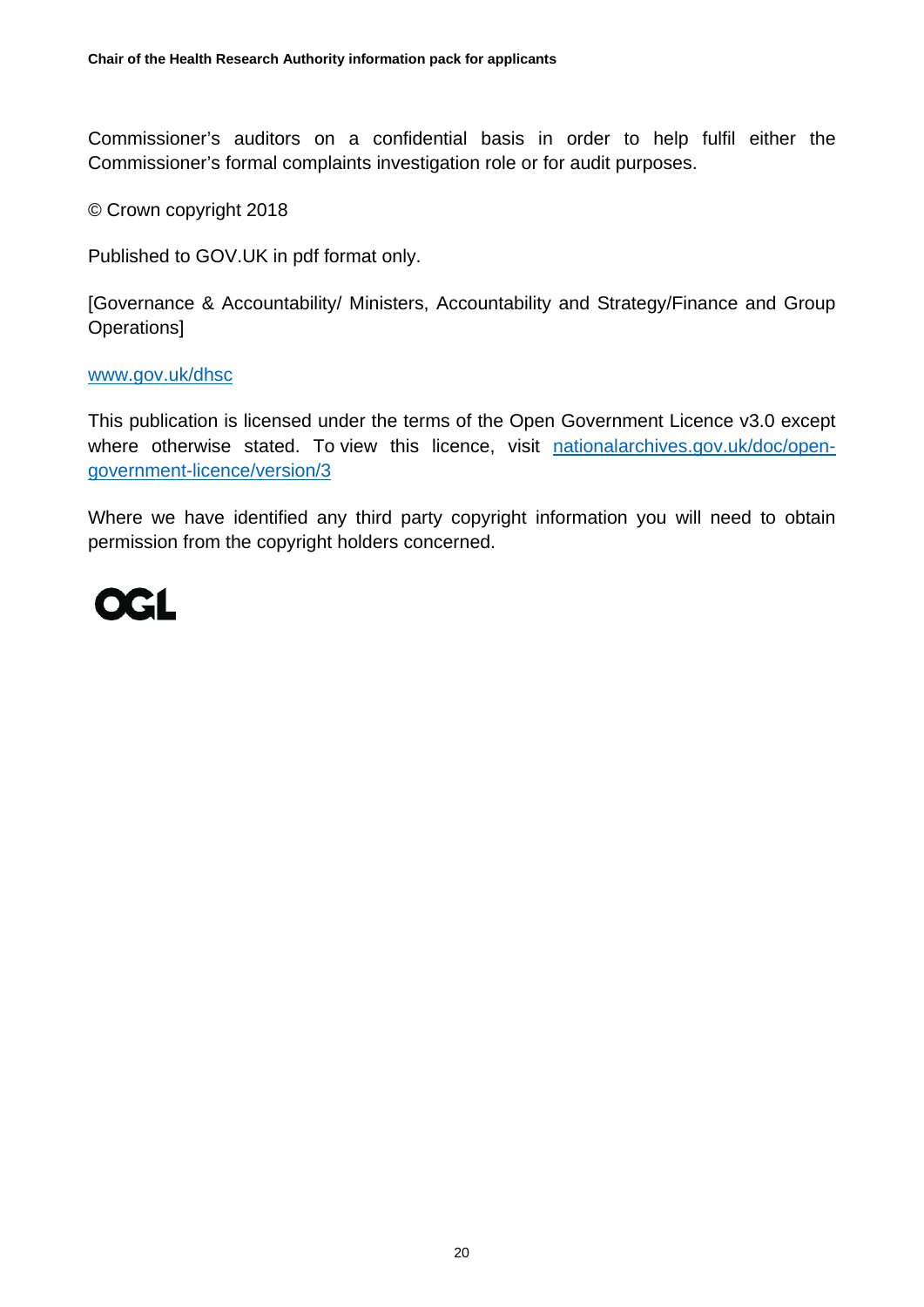Commissioner's auditors on a confidential basis in order to help fulfil either the Commissioner's formal complaints investigation role or for audit purposes.

© Crown copyright 2018

Published to GOV.UK in pdf format only.

[Governance & Accountability/ Ministers, Accountability and Strategy/Finance and Group Operations]

[www.gov.uk/dhsc](www.gov.uk/dhsc)

This publication is licensed under the terms of the Open Government Licence v3.0 except where otherwise stated. To view this licence, visit [nationalarchives.gov.uk/doc/open-government-licence/version/3](nationalarchives.gov.uk/doc/open-government-licence/version/3)

Where we have identified any third party copyright information you will need to obtain permission from the copyright holders concerned.

OGL